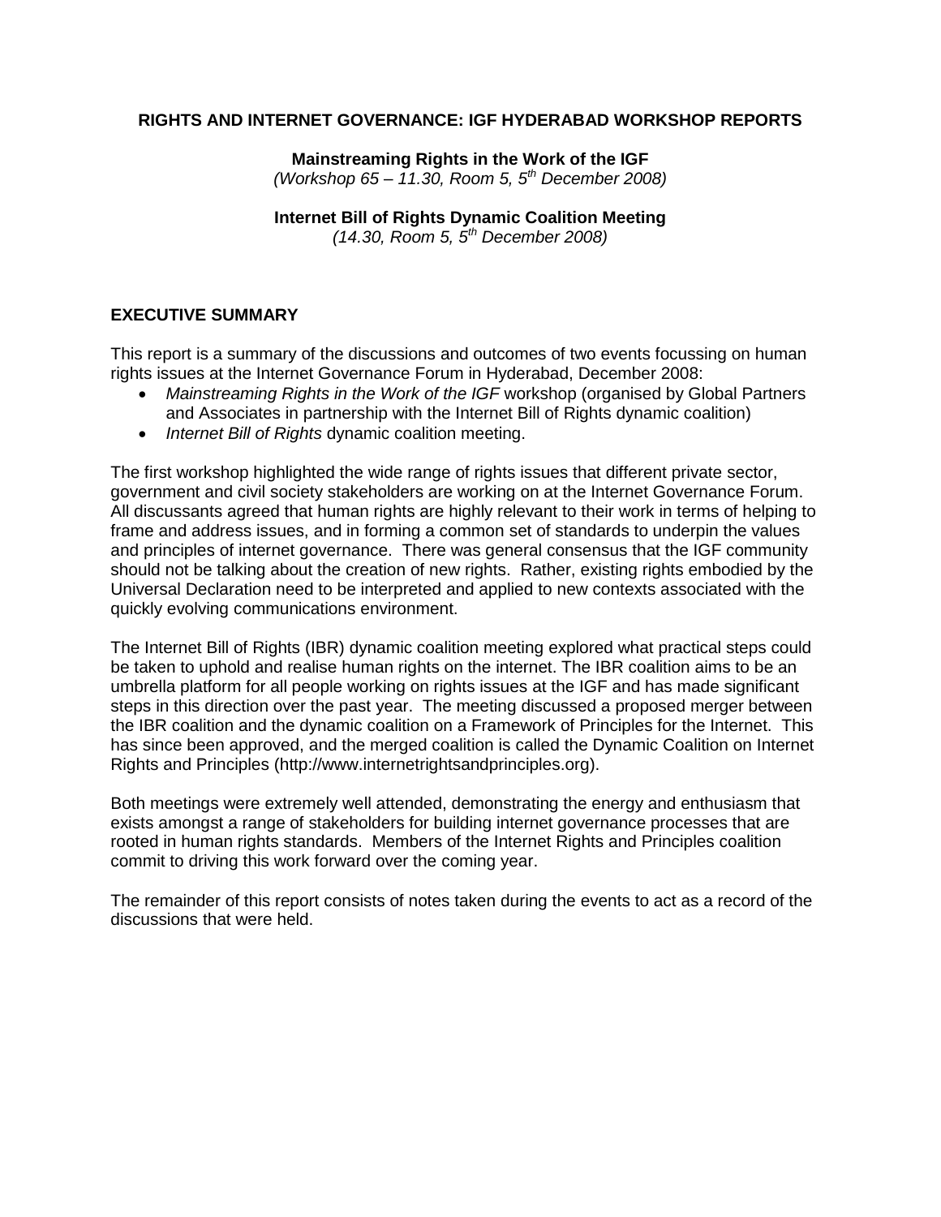# RIGHTS AND INTERNET GOVERNANCE: IGF HYDERABAD WORKSHOP REPORTS

**Mainstreaming Rights in the Work of the IGF**
*(Workshop 65 – 11.30, Room 5, 5th December 2008)*

**Internet Bill of Rights Dynamic Coalition Meeting**
*(14.30, Room 5, 5th December 2008)*

## EXECUTIVE SUMMARY

This report is a summary of the discussions and outcomes of two events focussing on human rights issues at the Internet Governance Forum in Hyderabad, December 2008:

- *Mainstreaming Rights in the Work of the IGF* workshop (organised by Global Partners and Associates in partnership with the Internet Bill of Rights dynamic coalition)
- *Internet Bill of Rights* dynamic coalition meeting.

The first workshop highlighted the wide range of rights issues that different private sector, government and civil society stakeholders are working on at the Internet Governance Forum. All discussants agreed that human rights are highly relevant to their work in terms of helping to frame and address issues, and in forming a common set of standards to underpin the values and principles of internet governance. There was general consensus that the IGF community should not be talking about the creation of new rights. Rather, existing rights embodied by the Universal Declaration need to be interpreted and applied to new contexts associated with the quickly evolving communications environment.

The Internet Bill of Rights (IBR) dynamic coalition meeting explored what practical steps could be taken to uphold and realise human rights on the internet. The IBR coalition aims to be an umbrella platform for all people working on rights issues at the IGF and has made significant steps in this direction over the past year. The meeting discussed a proposed merger between the IBR coalition and the dynamic coalition on a Framework of Principles for the Internet. This has since been approved, and the merged coalition is called the Dynamic Coalition on Internet Rights and Principles (http://www.internetrightsandprinciples.org).

Both meetings were extremely well attended, demonstrating the energy and enthusiasm that exists amongst a range of stakeholders for building internet governance processes that are rooted in human rights standards. Members of the Internet Rights and Principles coalition commit to driving this work forward over the coming year.

The remainder of this report consists of notes taken during the events to act as a record of the discussions that were held.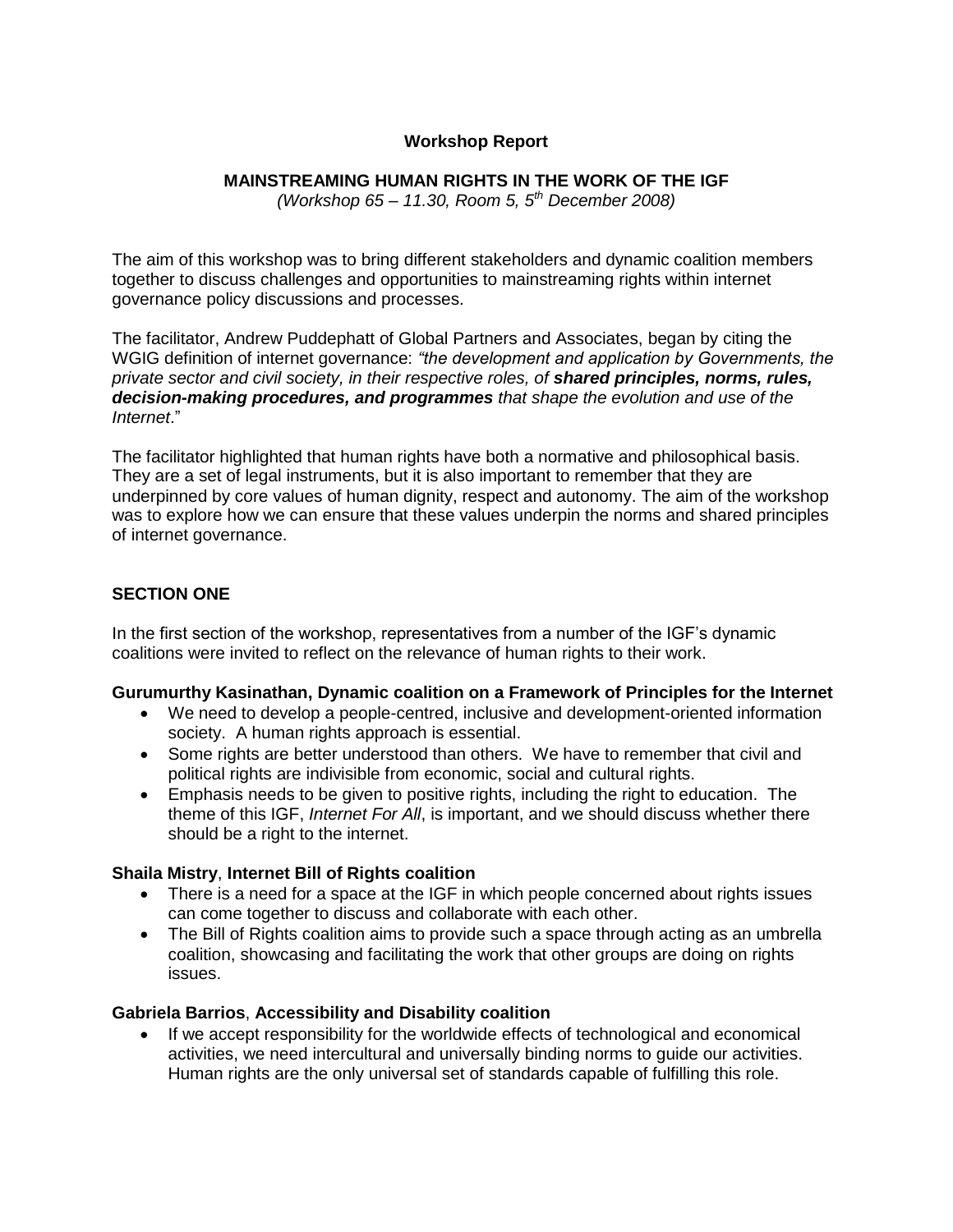**Workshop Report**

**MAINSTREAMING HUMAN RIGHTS IN THE WORK OF THE IGF**

*(Workshop 65 – 11.30, Room 5, 5th December 2008)*

The aim of this workshop was to bring different stakeholders and dynamic coalition members together to discuss challenges and opportunities to mainstreaming rights within internet governance policy discussions and processes.

The facilitator, Andrew Puddephatt of Global Partners and Associates, began by citing the WGIG definition of internet governance: *"the development and application by Governments, the private sector and civil society, in their respective roles, of* ***shared principles, norms, rules, decision-making procedures, and programmes*** *that shape the evolution and use of the Internet*."

The facilitator highlighted that human rights have both a normative and philosophical basis. They are a set of legal instruments, but it is also important to remember that they are underpinned by core values of human dignity, respect and autonomy. The aim of the workshop was to explore how we can ensure that these values underpin the norms and shared principles of internet governance.

## SECTION ONE

In the first section of the workshop, representatives from a number of the IGF's dynamic coalitions were invited to reflect on the relevance of human rights to their work.

**Gurumurthy Kasinathan, Dynamic coalition on a Framework of Principles for the Internet**

- We need to develop a people-centred, inclusive and development-oriented information society. A human rights approach is essential.
- Some rights are better understood than others. We have to remember that civil and political rights are indivisible from economic, social and cultural rights.
- Emphasis needs to be given to positive rights, including the right to education. The theme of this IGF, *Internet For All*, is important, and we should discuss whether there should be a right to the internet.

**Shaila Mistry**, **Internet Bill of Rights coalition**

- There is a need for a space at the IGF in which people concerned about rights issues can come together to discuss and collaborate with each other.
- The Bill of Rights coalition aims to provide such a space through acting as an umbrella coalition, showcasing and facilitating the work that other groups are doing on rights issues.

**Gabriela Barrios**, **Accessibility and Disability coalition**

- If we accept responsibility for the worldwide effects of technological and economical activities, we need intercultural and universally binding norms to guide our activities. Human rights are the only universal set of standards capable of fulfilling this role.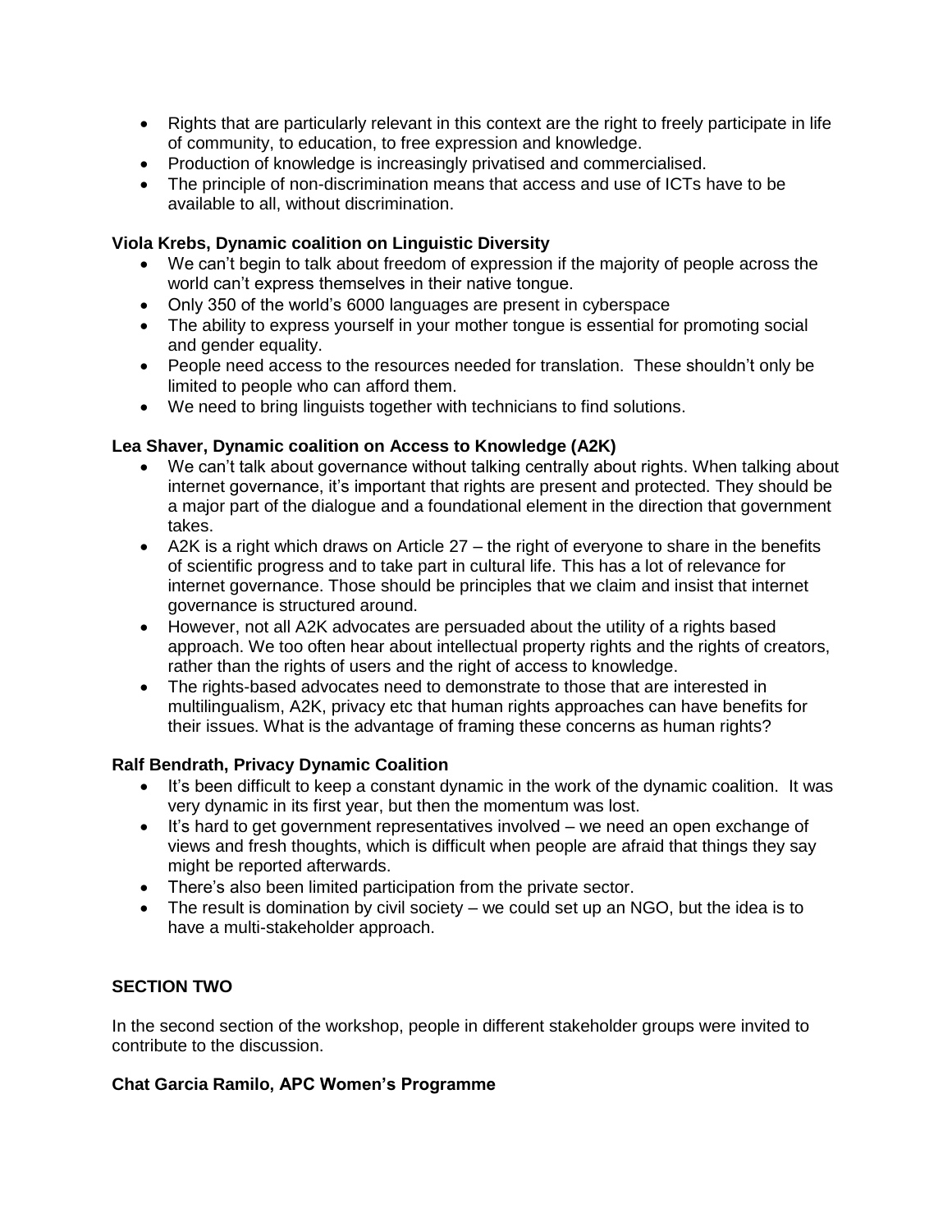- Rights that are particularly relevant in this context are the right to freely participate in life of community, to education, to free expression and knowledge.
- Production of knowledge is increasingly privatised and commercialised.
- The principle of non-discrimination means that access and use of ICTs have to be available to all, without discrimination.

**Viola Krebs, Dynamic coalition on Linguistic Diversity**

- We can't begin to talk about freedom of expression if the majority of people across the world can't express themselves in their native tongue.
- Only 350 of the world's 6000 languages are present in cyberspace
- The ability to express yourself in your mother tongue is essential for promoting social and gender equality.
- People need access to the resources needed for translation. These shouldn't only be limited to people who can afford them.
- We need to bring linguists together with technicians to find solutions.

**Lea Shaver, Dynamic coalition on Access to Knowledge (A2K)**

- We can't talk about governance without talking centrally about rights. When talking about internet governance, it's important that rights are present and protected. They should be a major part of the dialogue and a foundational element in the direction that government takes.
- A2K is a right which draws on Article 27 – the right of everyone to share in the benefits of scientific progress and to take part in cultural life. This has a lot of relevance for internet governance. Those should be principles that we claim and insist that internet governance is structured around.
- However, not all A2K advocates are persuaded about the utility of a rights based approach. We too often hear about intellectual property rights and the rights of creators, rather than the rights of users and the right of access to knowledge.
- The rights-based advocates need to demonstrate to those that are interested in multilingualism, A2K, privacy etc that human rights approaches can have benefits for their issues. What is the advantage of framing these concerns as human rights?

**Ralf Bendrath, Privacy Dynamic Coalition**

- It's been difficult to keep a constant dynamic in the work of the dynamic coalition. It was very dynamic in its first year, but then the momentum was lost.
- It's hard to get government representatives involved – we need an open exchange of views and fresh thoughts, which is difficult when people are afraid that things they say might be reported afterwards.
- There's also been limited participation from the private sector.
- The result is domination by civil society – we could set up an NGO, but the idea is to have a multi-stakeholder approach.

**SECTION TWO**

In the second section of the workshop, people in different stakeholder groups were invited to contribute to the discussion.

**Chat Garcia Ramilo, APC Women's Programme**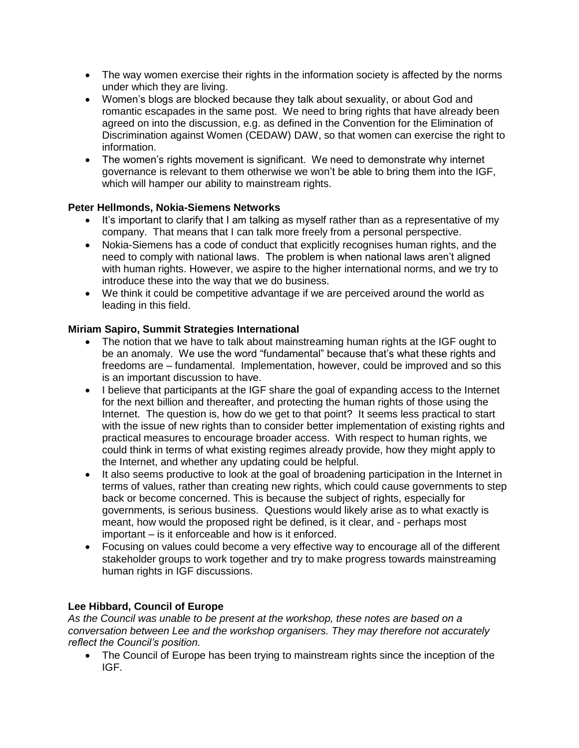- The way women exercise their rights in the information society is affected by the norms under which they are living.
- Women's blogs are blocked because they talk about sexuality, or about God and romantic escapades in the same post. We need to bring rights that have already been agreed on into the discussion, e.g. as defined in the Convention for the Elimination of Discrimination against Women (CEDAW) DAW, so that women can exercise the right to information.
- The women's rights movement is significant. We need to demonstrate why internet governance is relevant to them otherwise we won't be able to bring them into the IGF, which will hamper our ability to mainstream rights.

**Peter Hellmonds, Nokia-Siemens Networks**

- It's important to clarify that I am talking as myself rather than as a representative of my company. That means that I can talk more freely from a personal perspective.
- Nokia-Siemens has a code of conduct that explicitly recognises human rights, and the need to comply with national laws. The problem is when national laws aren't aligned with human rights. However, we aspire to the higher international norms, and we try to introduce these into the way that we do business.
- We think it could be competitive advantage if we are perceived around the world as leading in this field.

**Miriam Sapiro, Summit Strategies International**

- The notion that we have to talk about mainstreaming human rights at the IGF ought to be an anomaly. We use the word "fundamental" because that's what these rights and freedoms are – fundamental. Implementation, however, could be improved and so this is an important discussion to have.
- I believe that participants at the IGF share the goal of expanding access to the Internet for the next billion and thereafter, and protecting the human rights of those using the Internet. The question is, how do we get to that point? It seems less practical to start with the issue of new rights than to consider better implementation of existing rights and practical measures to encourage broader access. With respect to human rights, we could think in terms of what existing regimes already provide, how they might apply to the Internet, and whether any updating could be helpful.
- It also seems productive to look at the goal of broadening participation in the Internet in terms of values, rather than creating new rights, which could cause governments to step back or become concerned. This is because the subject of rights, especially for governments, is serious business. Questions would likely arise as to what exactly is meant, how would the proposed right be defined, is it clear, and - perhaps most important – is it enforceable and how is it enforced.
- Focusing on values could become a very effective way to encourage all of the different stakeholder groups to work together and try to make progress towards mainstreaming human rights in IGF discussions.

**Lee Hibbard, Council of Europe**

*As the Council was unable to be present at the workshop, these notes are based on a conversation between Lee and the workshop organisers. They may therefore not accurately reflect the Council's position.*

- The Council of Europe has been trying to mainstream rights since the inception of the IGF.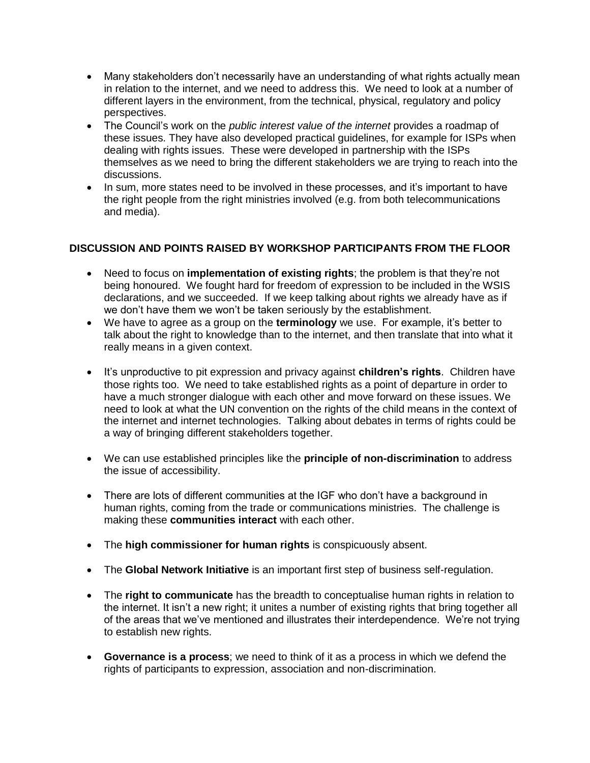- Many stakeholders don't necessarily have an understanding of what rights actually mean in relation to the internet, and we need to address this. We need to look at a number of different layers in the environment, from the technical, physical, regulatory and policy perspectives.
- The Council's work on the *public interest value of the internet* provides a roadmap of these issues. They have also developed practical guidelines, for example for ISPs when dealing with rights issues. These were developed in partnership with the ISPs themselves as we need to bring the different stakeholders we are trying to reach into the discussions.
- In sum, more states need to be involved in these processes, and it's important to have the right people from the right ministries involved (e.g. from both telecommunications and media).

**DISCUSSION AND POINTS RAISED BY WORKSHOP PARTICIPANTS FROM THE FLOOR**

- Need to focus on **implementation of existing rights**; the problem is that they're not being honoured. We fought hard for freedom of expression to be included in the WSIS declarations, and we succeeded. If we keep talking about rights we already have as if we don't have them we won't be taken seriously by the establishment.
- We have to agree as a group on the **terminology** we use. For example, it's better to talk about the right to knowledge than to the internet, and then translate that into what it really means in a given context.
- It's unproductive to pit expression and privacy against **children's rights**. Children have those rights too. We need to take established rights as a point of departure in order to have a much stronger dialogue with each other and move forward on these issues. We need to look at what the UN convention on the rights of the child means in the context of the internet and internet technologies. Talking about debates in terms of rights could be a way of bringing different stakeholders together.
- We can use established principles like the **principle of non-discrimination** to address the issue of accessibility.
- There are lots of different communities at the IGF who don't have a background in human rights, coming from the trade or communications ministries. The challenge is making these **communities interact** with each other.
- The **high commissioner for human rights** is conspicuously absent.
- The **Global Network Initiative** is an important first step of business self-regulation.
- The **right to communicate** has the breadth to conceptualise human rights in relation to the internet. It isn't a new right; it unites a number of existing rights that bring together all of the areas that we've mentioned and illustrates their interdependence. We're not trying to establish new rights.
- **Governance is a process**; we need to think of it as a process in which we defend the rights of participants to expression, association and non-discrimination.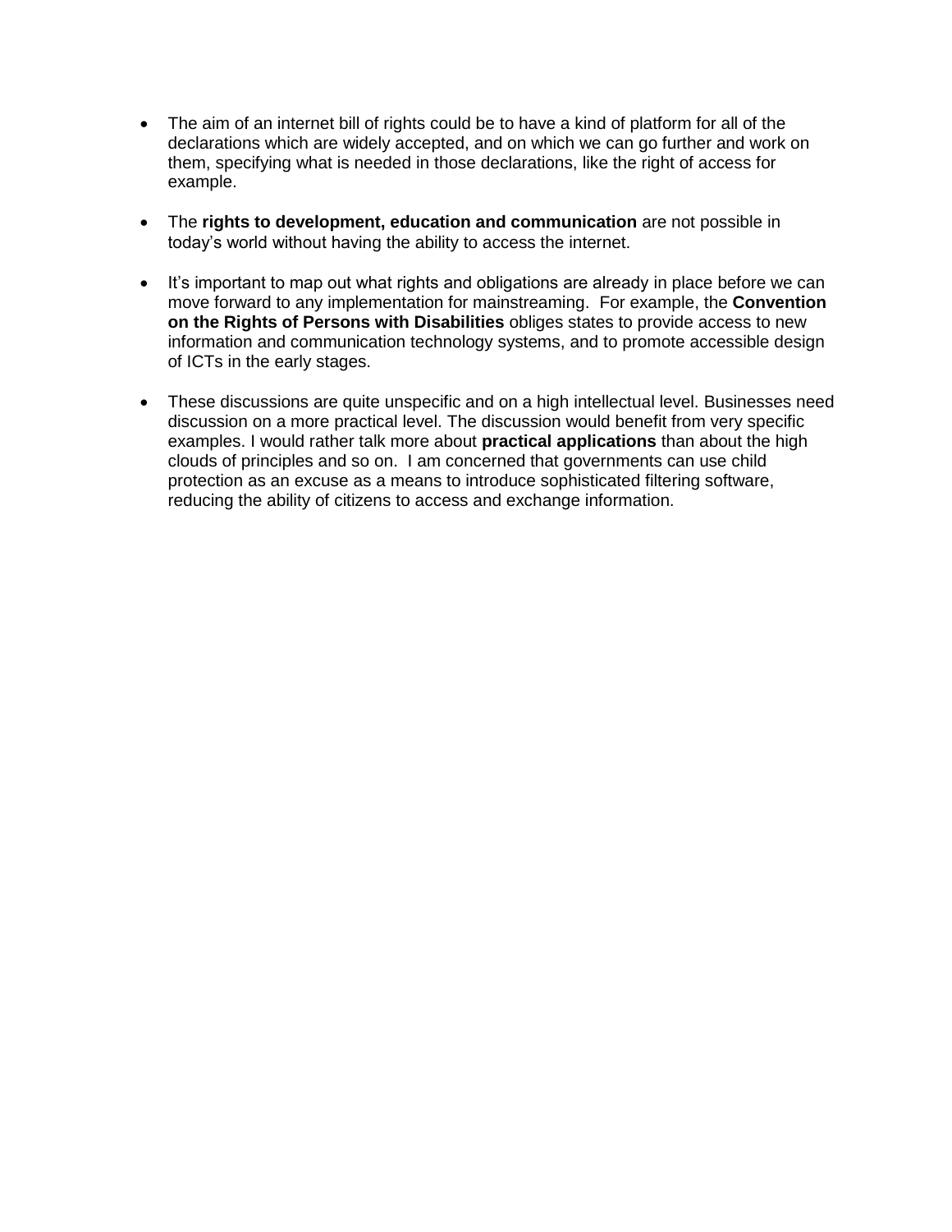- The aim of an internet bill of rights could be to have a kind of platform for all of the declarations which are widely accepted, and on which we can go further and work on them, specifying what is needed in those declarations, like the right of access for example.

- The **rights to development, education and communication** are not possible in today's world without having the ability to access the internet.

- It's important to map out what rights and obligations are already in place before we can move forward to any implementation for mainstreaming. For example, the **Convention on the Rights of Persons with Disabilities** obliges states to provide access to new information and communication technology systems, and to promote accessible design of ICTs in the early stages.

- These discussions are quite unspecific and on a high intellectual level. Businesses need discussion on a more practical level. The discussion would benefit from very specific examples. I would rather talk more about **practical applications** than about the high clouds of principles and so on. I am concerned that governments can use child protection as an excuse as a means to introduce sophisticated filtering software, reducing the ability of citizens to access and exchange information.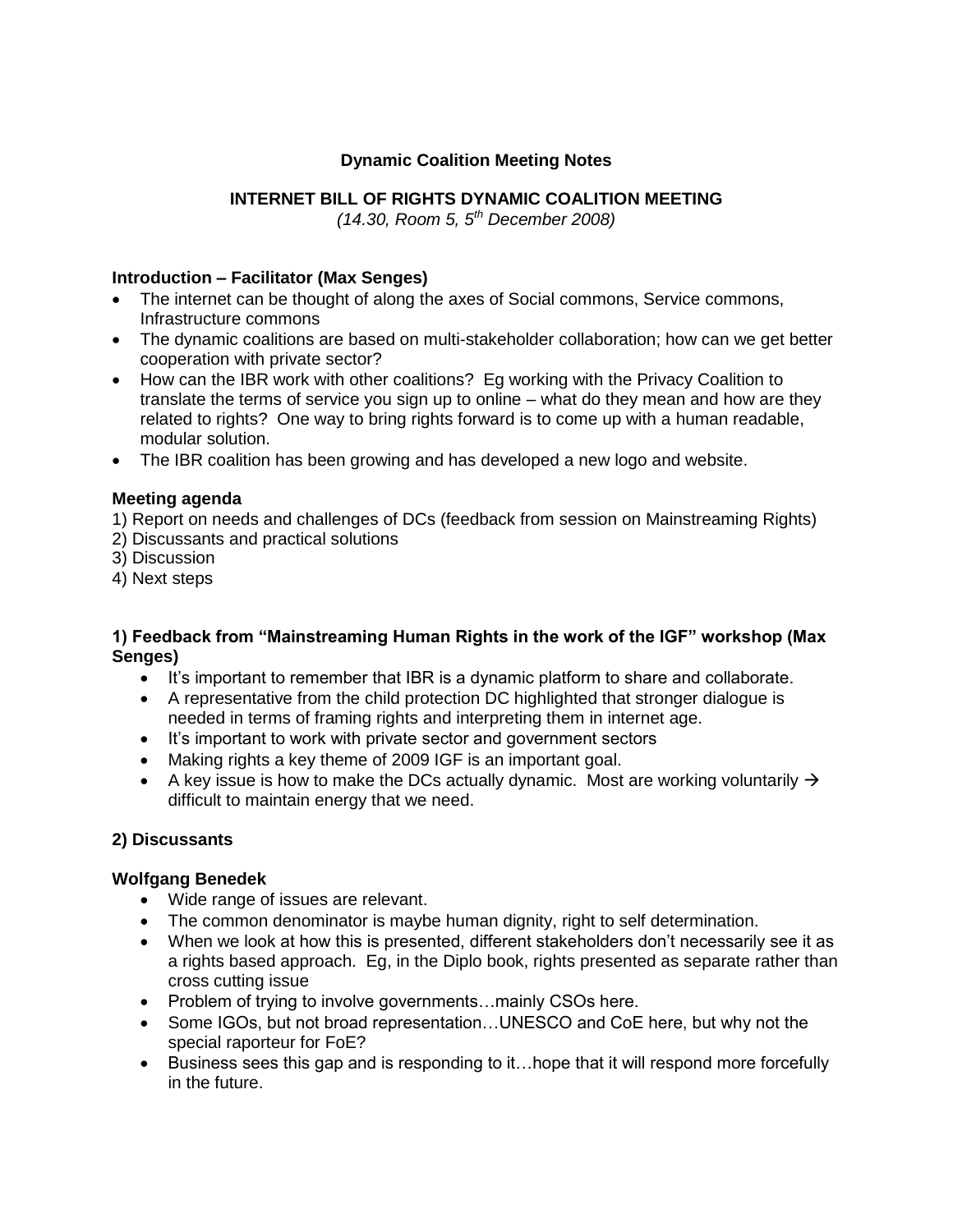**Dynamic Coalition Meeting Notes**

**INTERNET BILL OF RIGHTS DYNAMIC COALITION MEETING**

*(14.30, Room 5, 5th December 2008)*

**Introduction – Facilitator (Max Senges)**

- The internet can be thought of along the axes of Social commons, Service commons, Infrastructure commons
- The dynamic coalitions are based on multi-stakeholder collaboration; how can we get better cooperation with private sector?
- How can the IBR work with other coalitions? Eg working with the Privacy Coalition to translate the terms of service you sign up to online – what do they mean and how are they related to rights? One way to bring rights forward is to come up with a human readable, modular solution.
- The IBR coalition has been growing and has developed a new logo and website.

**Meeting agenda**

1) Report on needs and challenges of DCs (feedback from session on Mainstreaming Rights)
2) Discussants and practical solutions
3) Discussion
4) Next steps

**1) Feedback from "Mainstreaming Human Rights in the work of the IGF" workshop (Max Senges)**

- It's important to remember that IBR is a dynamic platform to share and collaborate.
- A representative from the child protection DC highlighted that stronger dialogue is needed in terms of framing rights and interpreting them in internet age.
- It's important to work with private sector and government sectors
- Making rights a key theme of 2009 IGF is an important goal.
- A key issue is how to make the DCs actually dynamic. Most are working voluntarily → difficult to maintain energy that we need.

**2) Discussants**

**Wolfgang Benedek**

- Wide range of issues are relevant.
- The common denominator is maybe human dignity, right to self determination.
- When we look at how this is presented, different stakeholders don't necessarily see it as a rights based approach. Eg, in the Diplo book, rights presented as separate rather than cross cutting issue
- Problem of trying to involve governments…mainly CSOs here.
- Some IGOs, but not broad representation…UNESCO and CoE here, but why not the special raporteur for FoE?
- Business sees this gap and is responding to it…hope that it will respond more forcefully in the future.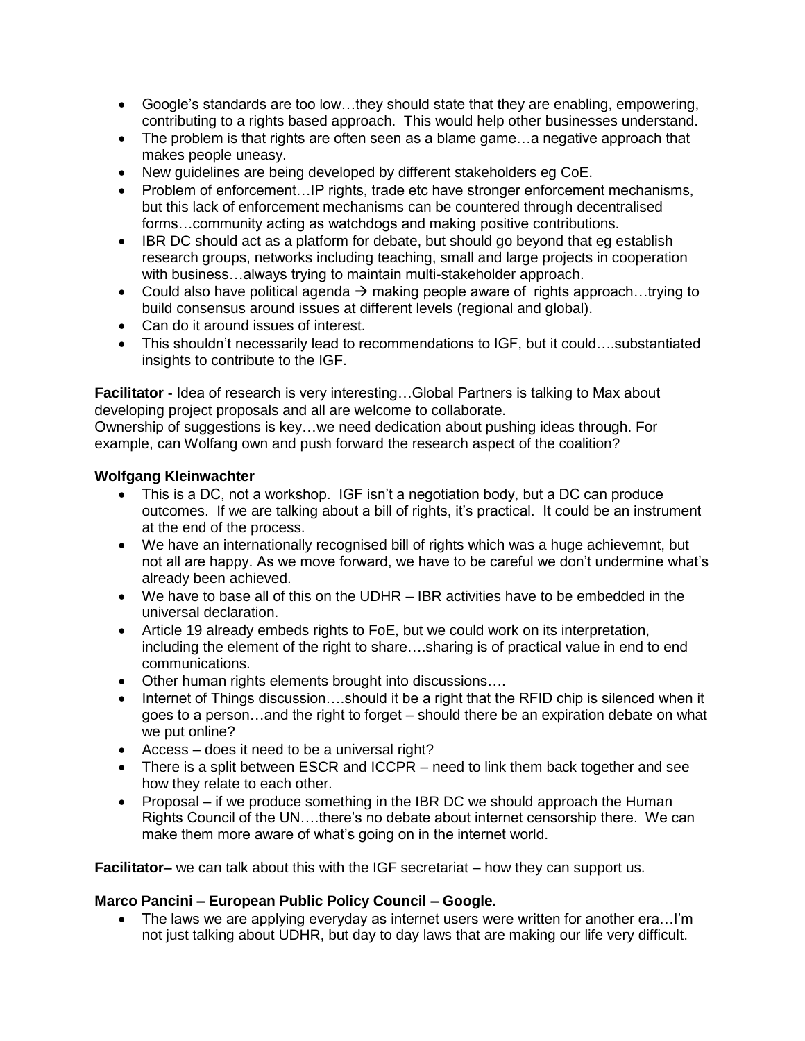- Google's standards are too low…they should state that they are enabling, empowering, contributing to a rights based approach. This would help other businesses understand.
- The problem is that rights are often seen as a blame game…a negative approach that makes people uneasy.
- New guidelines are being developed by different stakeholders eg CoE.
- Problem of enforcement…IP rights, trade etc have stronger enforcement mechanisms, but this lack of enforcement mechanisms can be countered through decentralised forms…community acting as watchdogs and making positive contributions.
- IBR DC should act as a platform for debate, but should go beyond that eg establish research groups, networks including teaching, small and large projects in cooperation with business…always trying to maintain multi-stakeholder approach.
- Could also have political agenda → making people aware of rights approach…trying to build consensus around issues at different levels (regional and global).
- Can do it around issues of interest.
- This shouldn't necessarily lead to recommendations to IGF, but it could….substantiated insights to contribute to the IGF.

**Facilitator -** Idea of research is very interesting…Global Partners is talking to Max about developing project proposals and all are welcome to collaborate.
Ownership of suggestions is key…we need dedication about pushing ideas through. For example, can Wolfang own and push forward the research aspect of the coalition?

**Wolfgang Kleinwachter**

- This is a DC, not a workshop. IGF isn't a negotiation body, but a DC can produce outcomes. If we are talking about a bill of rights, it's practical. It could be an instrument at the end of the process.
- We have an internationally recognised bill of rights which was a huge achievemnt, but not all are happy. As we move forward, we have to be careful we don't undermine what's already been achieved.
- We have to base all of this on the UDHR – IBR activities have to be embedded in the universal declaration.
- Article 19 already embeds rights to FoE, but we could work on its interpretation, including the element of the right to share….sharing is of practical value in end to end communications.
- Other human rights elements brought into discussions….
- Internet of Things discussion….should it be a right that the RFID chip is silenced when it goes to a person…and the right to forget – should there be an expiration debate on what we put online?
- Access – does it need to be a universal right?
- There is a split between ESCR and ICCPR – need to link them back together and see how they relate to each other.
- Proposal – if we produce something in the IBR DC we should approach the Human Rights Council of the UN….there's no debate about internet censorship there. We can make them more aware of what's going on in the internet world.

**Facilitator–** we can talk about this with the IGF secretariat – how they can support us.

**Marco Pancini – European Public Policy Council – Google.**

- The laws we are applying everyday as internet users were written for another era…I'm not just talking about UDHR, but day to day laws that are making our life very difficult.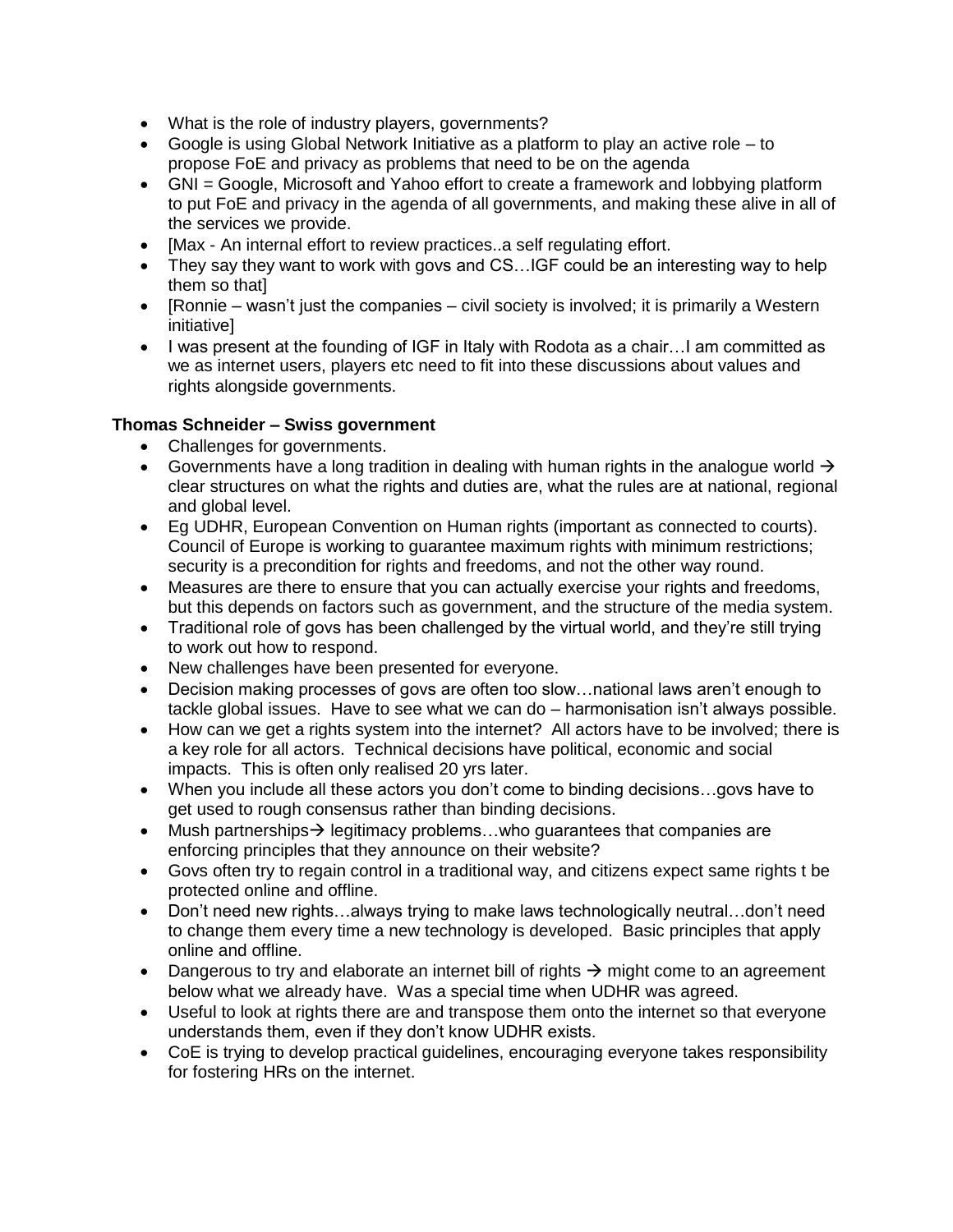- What is the role of industry players, governments?
- Google is using Global Network Initiative as a platform to play an active role – to propose FoE and privacy as problems that need to be on the agenda
- GNI = Google, Microsoft and Yahoo effort to create a framework and lobbying platform to put FoE and privacy in the agenda of all governments, and making these alive in all of the services we provide.
- [Max - An internal effort to review practices..a self regulating effort.
- They say they want to work with govs and CS…IGF could be an interesting way to help them so that]
- [Ronnie – wasn't just the companies – civil society is involved; it is primarily a Western initiative]
- I was present at the founding of IGF in Italy with Rodota as a chair…I am committed as we as internet users, players etc need to fit into these discussions about values and rights alongside governments.

**Thomas Schneider – Swiss government**

- Challenges for governments.
- Governments have a long tradition in dealing with human rights in the analogue world → clear structures on what the rights and duties are, what the rules are at national, regional and global level.
- Eg UDHR, European Convention on Human rights (important as connected to courts). Council of Europe is working to guarantee maximum rights with minimum restrictions; security is a precondition for rights and freedoms, and not the other way round.
- Measures are there to ensure that you can actually exercise your rights and freedoms, but this depends on factors such as government, and the structure of the media system.
- Traditional role of govs has been challenged by the virtual world, and they're still trying to work out how to respond.
- New challenges have been presented for everyone.
- Decision making processes of govs are often too slow…national laws aren't enough to tackle global issues. Have to see what we can do – harmonisation isn't always possible.
- How can we get a rights system into the internet? All actors have to be involved; there is a key role for all actors. Technical decisions have political, economic and social impacts. This is often only realised 20 yrs later.
- When you include all these actors you don't come to binding decisions…govs have to get used to rough consensus rather than binding decisions.
- Mush partnerships→ legitimacy problems…who guarantees that companies are enforcing principles that they announce on their website?
- Govs often try to regain control in a traditional way, and citizens expect same rights t be protected online and offline.
- Don't need new rights…always trying to make laws technologically neutral…don't need to change them every time a new technology is developed. Basic principles that apply online and offline.
- Dangerous to try and elaborate an internet bill of rights → might come to an agreement below what we already have. Was a special time when UDHR was agreed.
- Useful to look at rights there are and transpose them onto the internet so that everyone understands them, even if they don't know UDHR exists.
- CoE is trying to develop practical guidelines, encouraging everyone takes responsibility for fostering HRs on the internet.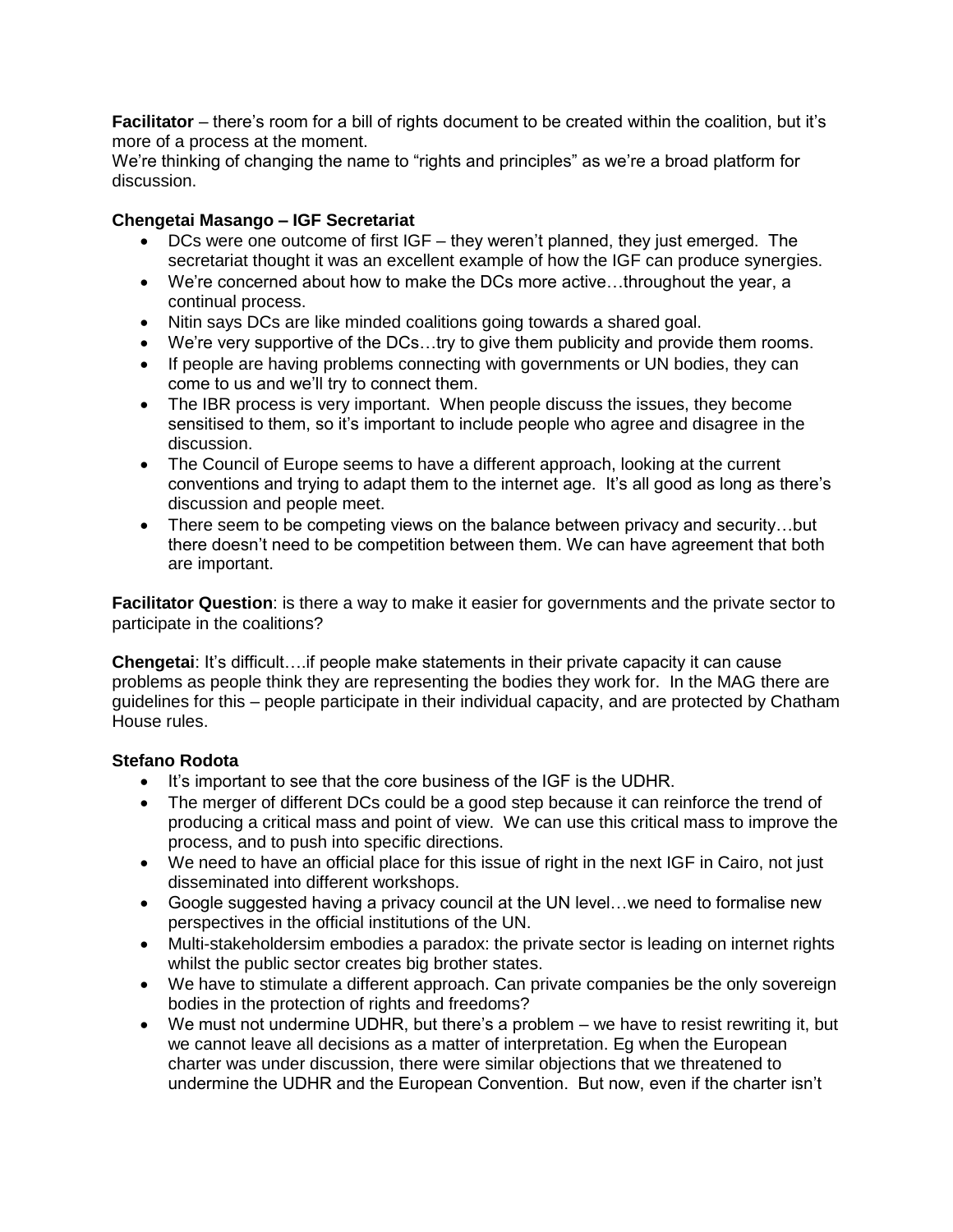**Facilitator** – there's room for a bill of rights document to be created within the coalition, but it's more of a process at the moment.
We're thinking of changing the name to "rights and principles" as we're a broad platform for discussion.

**Chengetai Masango – IGF Secretariat**

- DCs were one outcome of first IGF – they weren't planned, they just emerged. The secretariat thought it was an excellent example of how the IGF can produce synergies.
- We're concerned about how to make the DCs more active…throughout the year, a continual process.
- Nitin says DCs are like minded coalitions going towards a shared goal.
- We're very supportive of the DCs…try to give them publicity and provide them rooms.
- If people are having problems connecting with governments or UN bodies, they can come to us and we'll try to connect them.
- The IBR process is very important. When people discuss the issues, they become sensitised to them, so it's important to include people who agree and disagree in the discussion.
- The Council of Europe seems to have a different approach, looking at the current conventions and trying to adapt them to the internet age. It's all good as long as there's discussion and people meet.
- There seem to be competing views on the balance between privacy and security…but there doesn't need to be competition between them. We can have agreement that both are important.

**Facilitator Question**: is there a way to make it easier for governments and the private sector to participate in the coalitions?

**Chengetai**: It's difficult….if people make statements in their private capacity it can cause problems as people think they are representing the bodies they work for. In the MAG there are guidelines for this – people participate in their individual capacity, and are protected by Chatham House rules.

**Stefano Rodota**

- It's important to see that the core business of the IGF is the UDHR.
- The merger of different DCs could be a good step because it can reinforce the trend of producing a critical mass and point of view. We can use this critical mass to improve the process, and to push into specific directions.
- We need to have an official place for this issue of right in the next IGF in Cairo, not just disseminated into different workshops.
- Google suggested having a privacy council at the UN level…we need to formalise new perspectives in the official institutions of the UN.
- Multi-stakeholdersim embodies a paradox: the private sector is leading on internet rights whilst the public sector creates big brother states.
- We have to stimulate a different approach. Can private companies be the only sovereign bodies in the protection of rights and freedoms?
- We must not undermine UDHR, but there's a problem – we have to resist rewriting it, but we cannot leave all decisions as a matter of interpretation. Eg when the European charter was under discussion, there were similar objections that we threatened to undermine the UDHR and the European Convention. But now, even if the charter isn't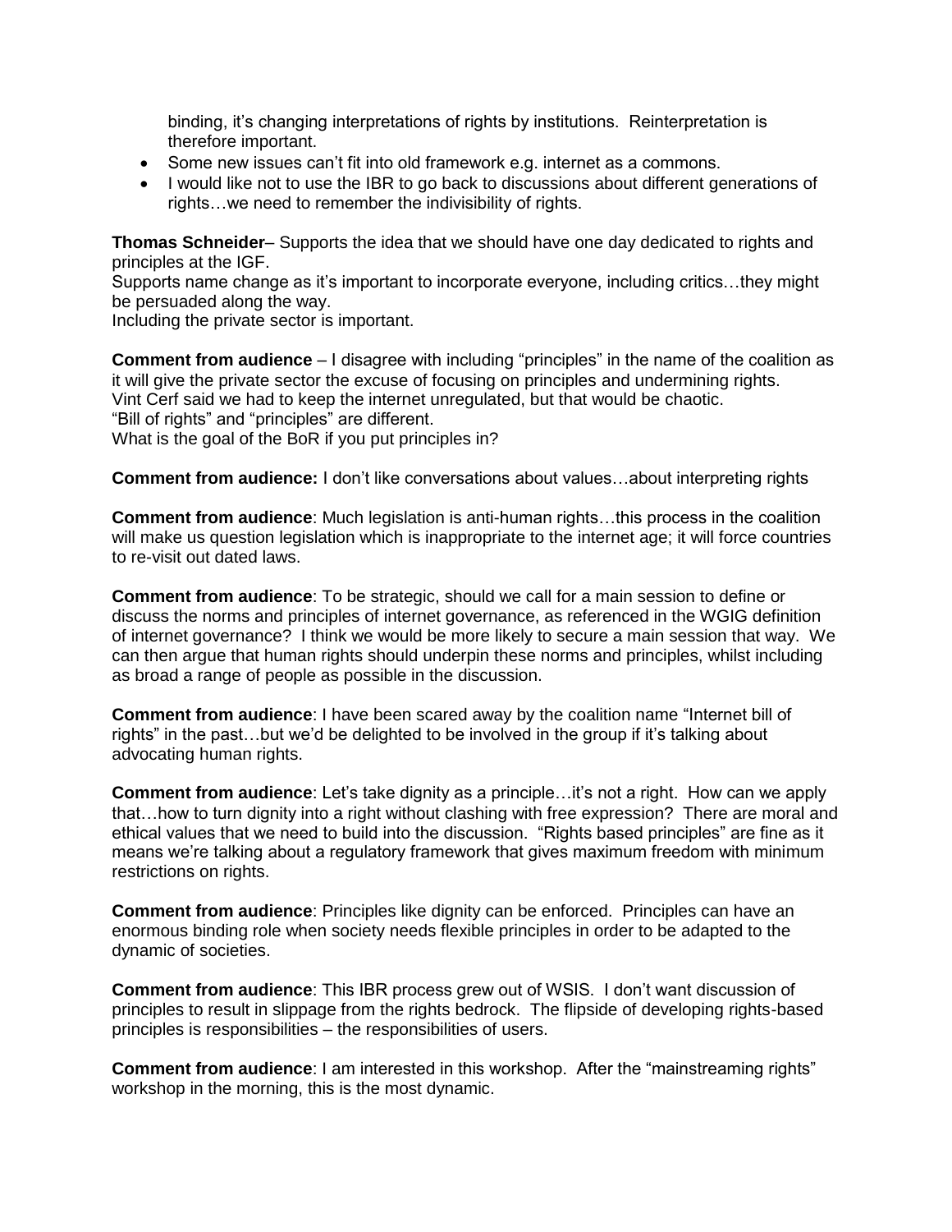binding, it's changing interpretations of rights by institutions. Reinterpretation is therefore important.

- Some new issues can't fit into old framework e.g. internet as a commons.
- I would like not to use the IBR to go back to discussions about different generations of rights…we need to remember the indivisibility of rights.

**Thomas Schneider**– Supports the idea that we should have one day dedicated to rights and principles at the IGF.
Supports name change as it's important to incorporate everyone, including critics…they might be persuaded along the way.
Including the private sector is important.

**Comment from audience** – I disagree with including "principles" in the name of the coalition as it will give the private sector the excuse of focusing on principles and undermining rights.
Vint Cerf said we had to keep the internet unregulated, but that would be chaotic.
"Bill of rights" and "principles" are different.
What is the goal of the BoR if you put principles in?

**Comment from audience:** I don't like conversations about values…about interpreting rights

**Comment from audience**: Much legislation is anti-human rights…this process in the coalition will make us question legislation which is inappropriate to the internet age; it will force countries to re-visit out dated laws.

**Comment from audience**: To be strategic, should we call for a main session to define or discuss the norms and principles of internet governance, as referenced in the WGIG definition of internet governance? I think we would be more likely to secure a main session that way. We can then argue that human rights should underpin these norms and principles, whilst including as broad a range of people as possible in the discussion.

**Comment from audience**: I have been scared away by the coalition name "Internet bill of rights" in the past…but we'd be delighted to be involved in the group if it's talking about advocating human rights.

**Comment from audience**: Let's take dignity as a principle…it's not a right. How can we apply that…how to turn dignity into a right without clashing with free expression? There are moral and ethical values that we need to build into the discussion. "Rights based principles" are fine as it means we're talking about a regulatory framework that gives maximum freedom with minimum restrictions on rights.

**Comment from audience**: Principles like dignity can be enforced. Principles can have an enormous binding role when society needs flexible principles in order to be adapted to the dynamic of societies.

**Comment from audience**: This IBR process grew out of WSIS. I don't want discussion of principles to result in slippage from the rights bedrock. The flipside of developing rights-based principles is responsibilities – the responsibilities of users.

**Comment from audience**: I am interested in this workshop. After the "mainstreaming rights" workshop in the morning, this is the most dynamic.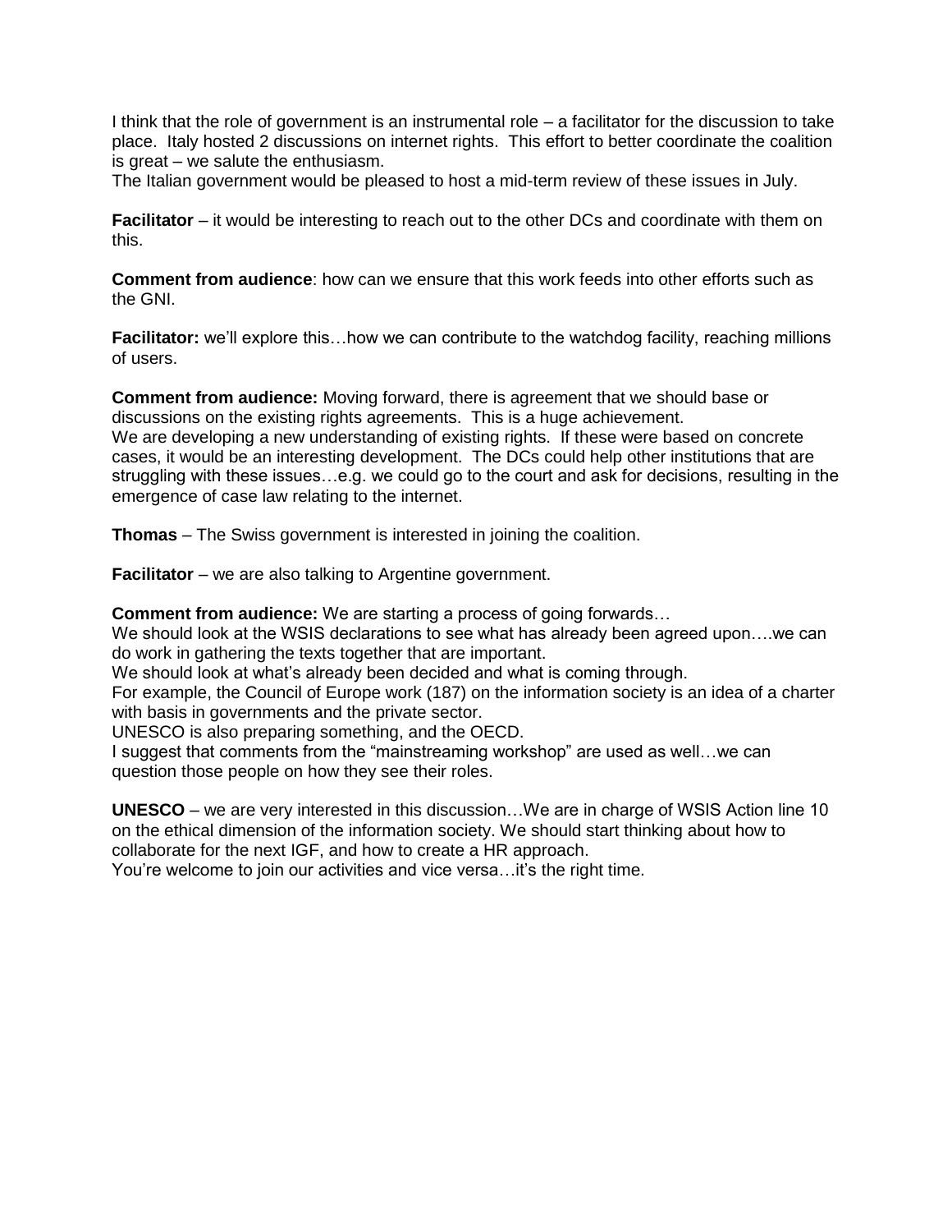I think that the role of government is an instrumental role – a facilitator for the discussion to take place. Italy hosted 2 discussions on internet rights. This effort to better coordinate the coalition is great – we salute the enthusiasm.
The Italian government would be pleased to host a mid-term review of these issues in July.

**Facilitator** – it would be interesting to reach out to the other DCs and coordinate with them on this.

**Comment from audience**: how can we ensure that this work feeds into other efforts such as the GNI.

**Facilitator:** we'll explore this…how we can contribute to the watchdog facility, reaching millions of users.

**Comment from audience:** Moving forward, there is agreement that we should base or discussions on the existing rights agreements. This is a huge achievement.
We are developing a new understanding of existing rights. If these were based on concrete cases, it would be an interesting development. The DCs could help other institutions that are struggling with these issues…e.g. we could go to the court and ask for decisions, resulting in the emergence of case law relating to the internet.

**Thomas** – The Swiss government is interested in joining the coalition.

**Facilitator** – we are also talking to Argentine government.

**Comment from audience:** We are starting a process of going forwards…
We should look at the WSIS declarations to see what has already been agreed upon….we can do work in gathering the texts together that are important.
We should look at what's already been decided and what is coming through.
For example, the Council of Europe work (187) on the information society is an idea of a charter with basis in governments and the private sector.
UNESCO is also preparing something, and the OECD.
I suggest that comments from the "mainstreaming workshop" are used as well…we can question those people on how they see their roles.

**UNESCO** – we are very interested in this discussion…We are in charge of WSIS Action line 10 on the ethical dimension of the information society. We should start thinking about how to collaborate for the next IGF, and how to create a HR approach.
You're welcome to join our activities and vice versa…it's the right time.